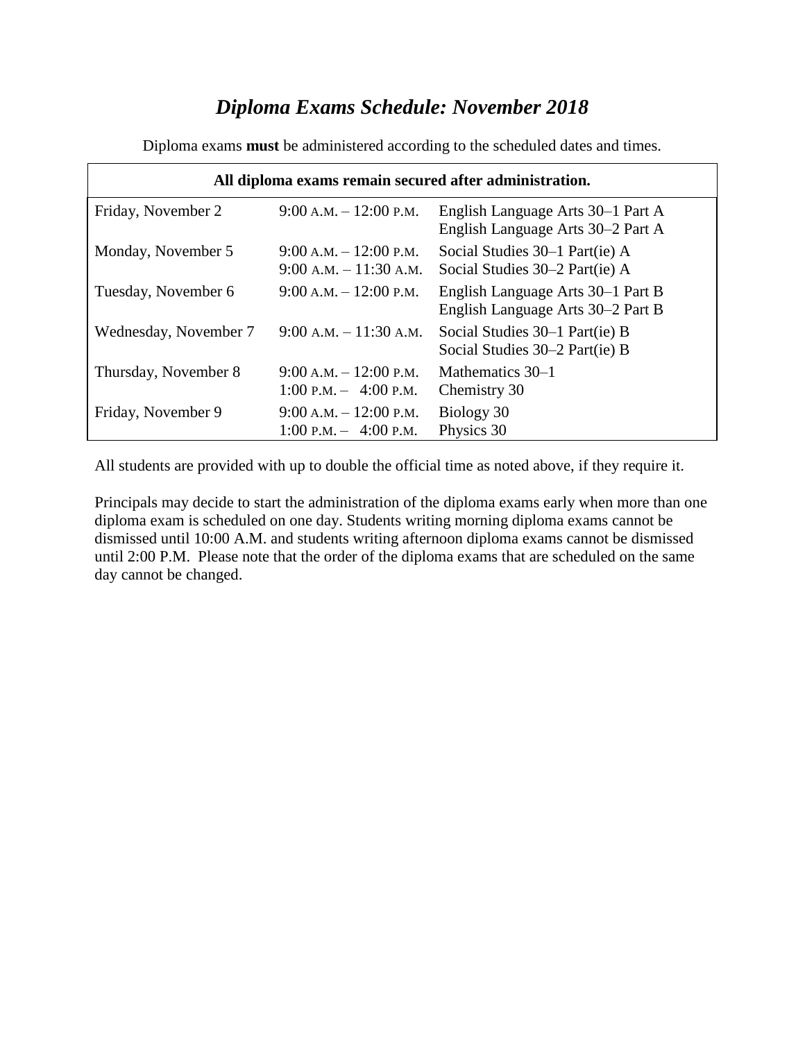# *Diploma Exams Schedule: November 2018*

Diploma exams **must** be administered according to the scheduled dates and times.

| All diploma exams remain secured after administration. | | |
|---|---|---|
| Friday, November 2 | 9:00 A.M. – 12:00 P.M. | English Language Arts 30–1 Part A<br>English Language Arts 30–2 Part A |
| Monday, November 5 | 9:00 A.M. – 12:00 P.M.<br>9:00 A.M. – 11:30 A.M. | Social Studies 30–1 Part(ie) A<br>Social Studies 30–2 Part(ie) A |
| Tuesday, November 6 | 9:00 A.M. – 12:00 P.M. | English Language Arts 30–1 Part B<br>English Language Arts 30–2 Part B |
| Wednesday, November 7 | 9:00 A.M. – 11:30 A.M. | Social Studies 30–1 Part(ie) B<br>Social Studies 30–2 Part(ie) B |
| Thursday, November 8 | 9:00 A.M. – 12:00 P.M.<br>1:00 P.M. – 4:00 P.M. | Mathematics 30–1<br>Chemistry 30 |
| Friday, November 9 | 9:00 A.M. – 12:00 P.M.<br>1:00 P.M. – 4:00 P.M. | Biology 30<br>Physics 30 |

All students are provided with up to double the official time as noted above, if they require it.

Principals may decide to start the administration of the diploma exams early when more than one diploma exam is scheduled on one day. Students writing morning diploma exams cannot be dismissed until 10:00 A.M. and students writing afternoon diploma exams cannot be dismissed until 2:00 P.M. Please note that the order of the diploma exams that are scheduled on the same day cannot be changed.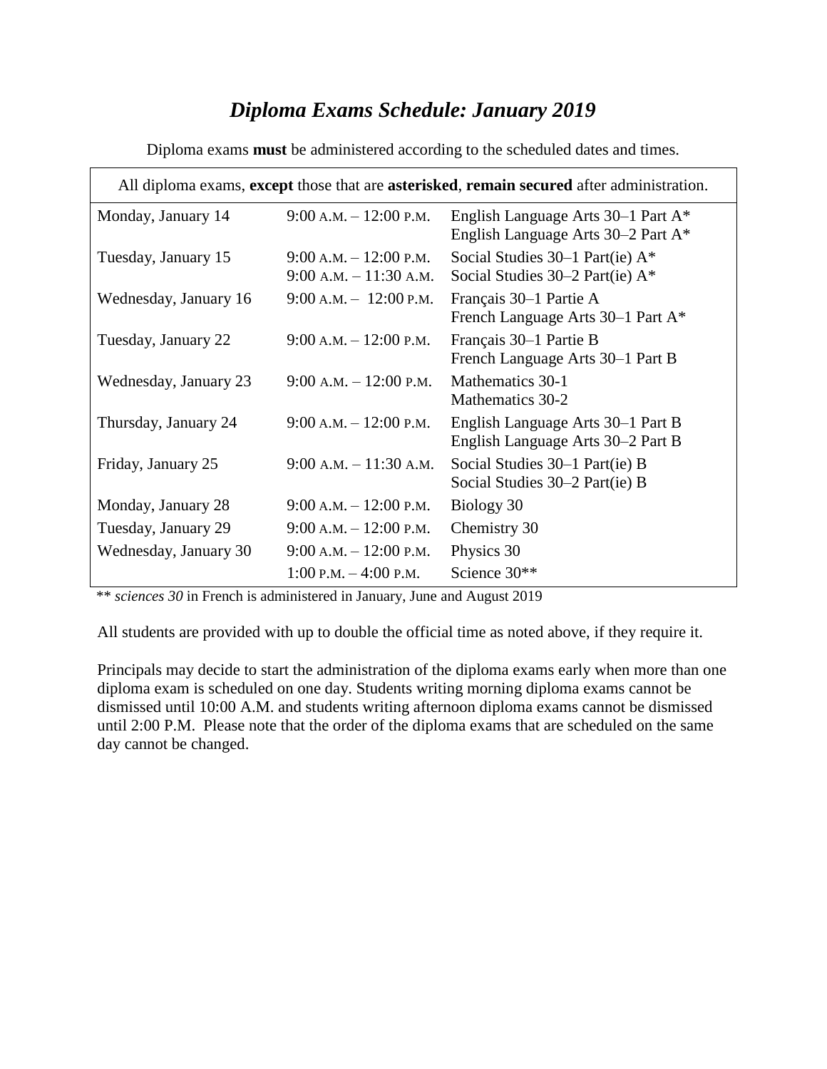# *Diploma Exams Schedule: January 2019*

Diploma exams **must** be administered according to the scheduled dates and times.

| All diploma exams, **except** those that are **asterisked**, **remain secured** after administration. | | |
|---|---|---|
| Monday, January 14 | 9:00 A.M. – 12:00 P.M. | English Language Arts 30–1 Part A*<br>English Language Arts 30–2 Part A* |
| Tuesday, January 15 | 9:00 A.M. – 12:00 P.M.<br>9:00 A.M. – 11:30 A.M. | Social Studies 30–1 Part(ie) A*<br>Social Studies 30–2 Part(ie) A* |
| Wednesday, January 16 | 9:00 A.M. – 12:00 P.M. | Français 30–1 Partie A<br>French Language Arts 30–1 Part A* |
| Tuesday, January 22 | 9:00 A.M. – 12:00 P.M. | Français 30–1 Partie B<br>French Language Arts 30–1 Part B |
| Wednesday, January 23 | 9:00 A.M. – 12:00 P.M. | Mathematics 30-1<br>Mathematics 30-2 |
| Thursday, January 24 | 9:00 A.M. – 12:00 P.M. | English Language Arts 30–1 Part B<br>English Language Arts 30–2 Part B |
| Friday, January 25 | 9:00 A.M. – 11:30 A.M. | Social Studies 30–1 Part(ie) B<br>Social Studies 30–2 Part(ie) B |
| Monday, January 28 | 9:00 A.M. – 12:00 P.M. | Biology 30 |
| Tuesday, January 29 | 9:00 A.M. – 12:00 P.M. | Chemistry 30 |
| Wednesday, January 30 | 9:00 A.M. – 12:00 P.M. | Physics 30 |
| | 1:00 P.M. – 4:00 P.M. | Science 30** |

** *sciences 30* in French is administered in January, June and August 2019

All students are provided with up to double the official time as noted above, if they require it.

Principals may decide to start the administration of the diploma exams early when more than one diploma exam is scheduled on one day. Students writing morning diploma exams cannot be dismissed until 10:00 A.M. and students writing afternoon diploma exams cannot be dismissed until 2:00 P.M. Please note that the order of the diploma exams that are scheduled on the same day cannot be changed.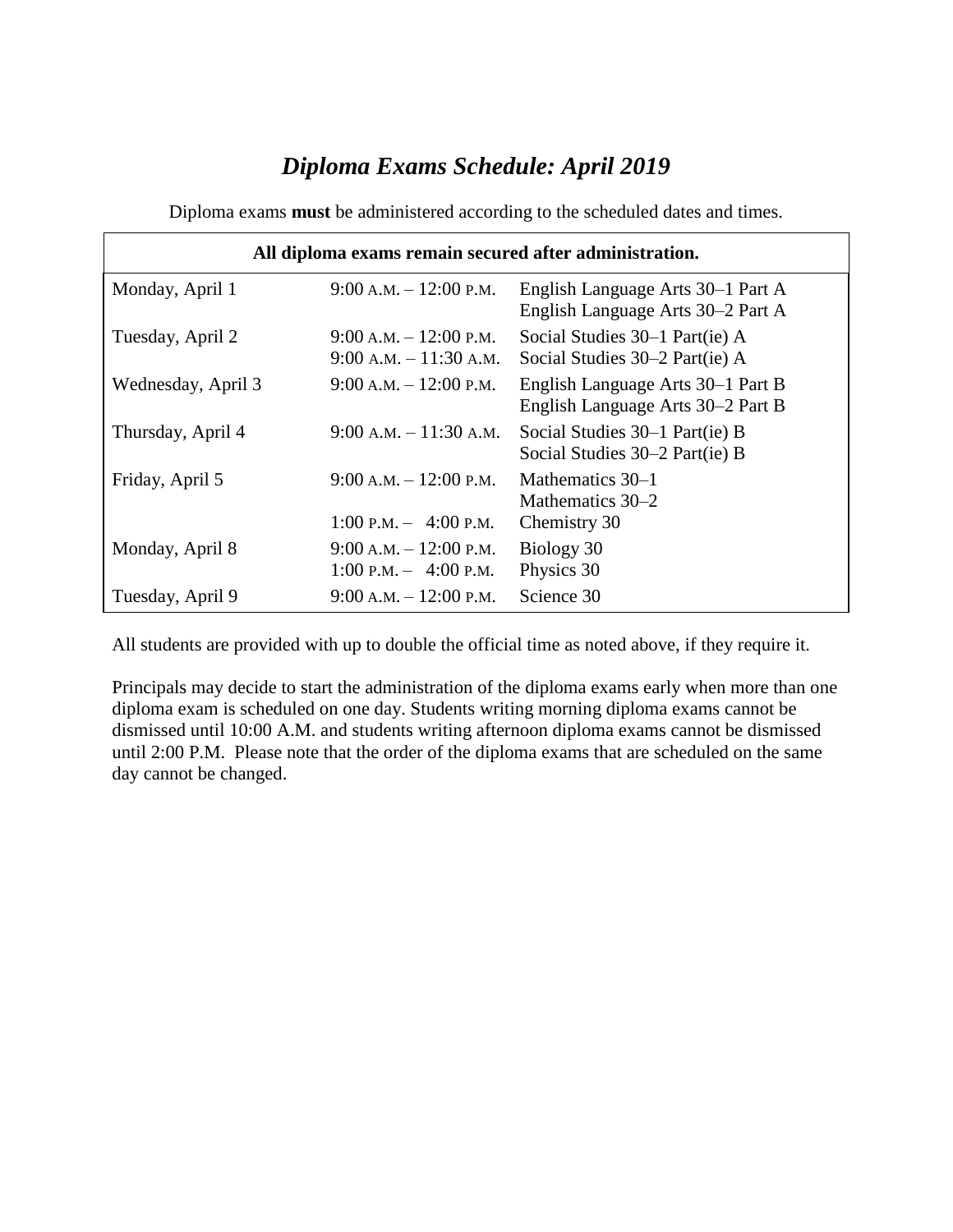# *Diploma Exams Schedule: April 2019*

Diploma exams **must** be administered according to the scheduled dates and times.

| **All diploma exams remain secured after administration.** | | |
|---|---|---|
| Monday, April 1 | 9:00 A.M. – 12:00 P.M. | English Language Arts 30–1 Part A<br>English Language Arts 30–2 Part A |
| Tuesday, April 2 | 9:00 A.M. – 12:00 P.M.<br>9:00 A.M. – 11:30 A.M. | Social Studies 30–1 Part(ie) A<br>Social Studies 30–2 Part(ie) A |
| Wednesday, April 3 | 9:00 A.M. – 12:00 P.M. | English Language Arts 30–1 Part B<br>English Language Arts 30–2 Part B |
| Thursday, April 4 | 9:00 A.M. – 11:30 A.M. | Social Studies 30–1 Part(ie) B<br>Social Studies 30–2 Part(ie) B |
| Friday, April 5 | 9:00 A.M. – 12:00 P.M.<br><br>1:00 P.M. – 4:00 P.M. | Mathematics 30–1<br>Mathematics 30–2<br>Chemistry 30 |
| Monday, April 8 | 9:00 A.M. – 12:00 P.M.<br>1:00 P.M. – 4:00 P.M. | Biology 30<br>Physics 30 |
| Tuesday, April 9 | 9:00 A.M. – 12:00 P.M. | Science 30 |

All students are provided with up to double the official time as noted above, if they require it.

Principals may decide to start the administration of the diploma exams early when more than one diploma exam is scheduled on one day. Students writing morning diploma exams cannot be dismissed until 10:00 A.M. and students writing afternoon diploma exams cannot be dismissed until 2:00 P.M. Please note that the order of the diploma exams that are scheduled on the same day cannot be changed.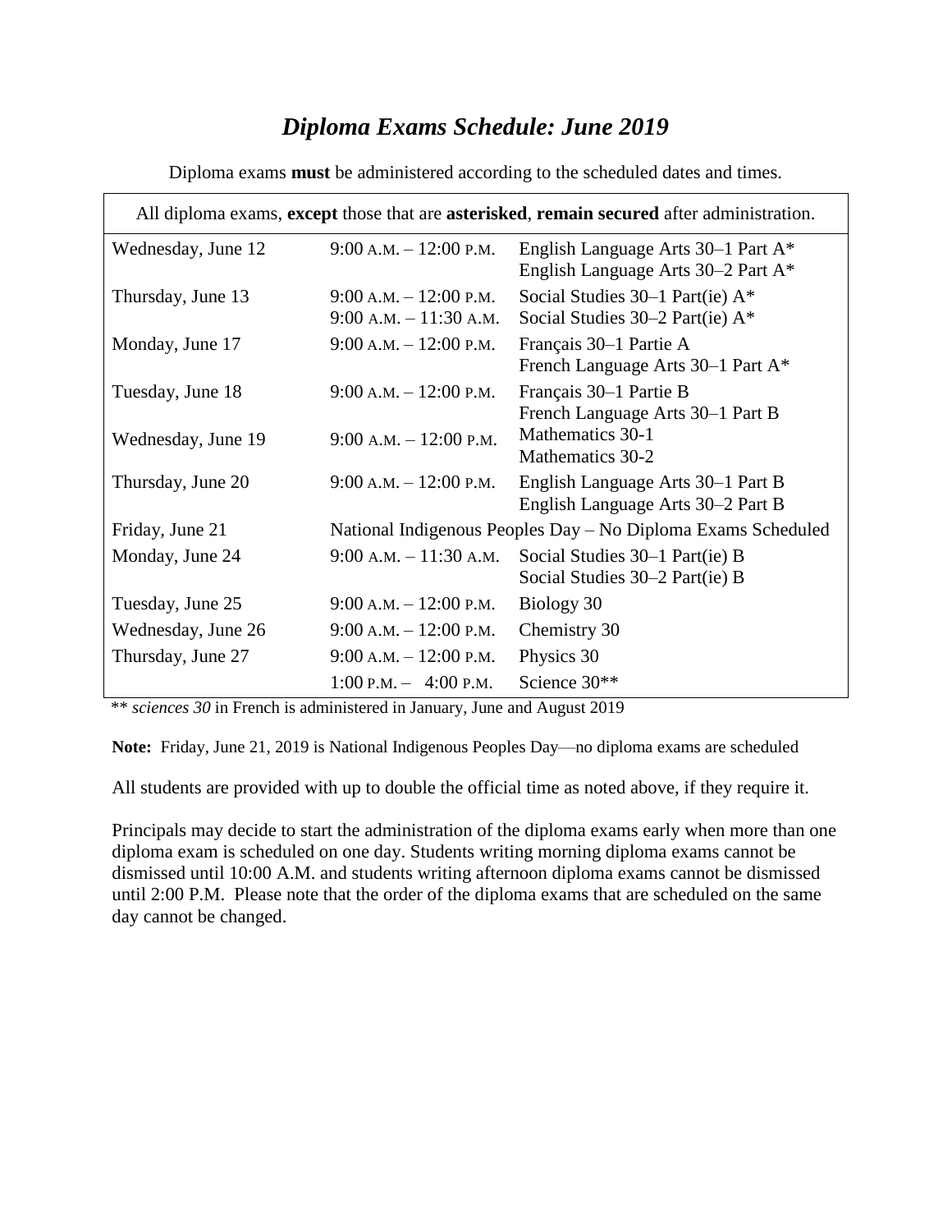# *Diploma Exams Schedule: June 2019*

Diploma exams **must** be administered according to the scheduled dates and times.

| All diploma exams, **except** those that are **asterisked**, **remain secured** after administration. | | |
|---|---|---|
| Wednesday, June 12 | 9:00 A.M. – 12:00 P.M. | English Language Arts 30–1 Part A*<br>English Language Arts 30–2 Part A* |
| Thursday, June 13 | 9:00 A.M. – 12:00 P.M.<br>9:00 A.M. – 11:30 A.M. | Social Studies 30–1 Part(ie) A*<br>Social Studies 30–2 Part(ie) A* |
| Monday, June 17 | 9:00 A.M. – 12:00 P.M. | Français 30–1 Partie A<br>French Language Arts 30–1 Part A* |
| Tuesday, June 18 | 9:00 A.M. – 12:00 P.M. | Français 30–1 Partie B<br>French Language Arts 30–1 Part B |
| Wednesday, June 19 | 9:00 A.M. – 12:00 P.M. | Mathematics 30-1<br>Mathematics 30-2 |
| Thursday, June 20 | 9:00 A.M. – 12:00 P.M. | English Language Arts 30–1 Part B<br>English Language Arts 30–2 Part B |
| Friday, June 21 | National Indigenous Peoples Day – No Diploma Exams Scheduled | |
| Monday, June 24 | 9:00 A.M. – 11:30 A.M. | Social Studies 30–1 Part(ie) B<br>Social Studies 30–2 Part(ie) B |
| Tuesday, June 25 | 9:00 A.M. – 12:00 P.M. | Biology 30 |
| Wednesday, June 26 | 9:00 A.M. – 12:00 P.M. | Chemistry 30 |
| Thursday, June 27 | 9:00 A.M. – 12:00 P.M. | Physics 30 |
| | 1:00 P.M. – 4:00 P.M. | Science 30** |

** *sciences 30* in French is administered in January, June and August 2019

**Note:** Friday, June 21, 2019 is National Indigenous Peoples Day—no diploma exams are scheduled

All students are provided with up to double the official time as noted above, if they require it.

Principals may decide to start the administration of the diploma exams early when more than one diploma exam is scheduled on one day. Students writing morning diploma exams cannot be dismissed until 10:00 A.M. and students writing afternoon diploma exams cannot be dismissed until 2:00 P.M. Please note that the order of the diploma exams that are scheduled on the same day cannot be changed.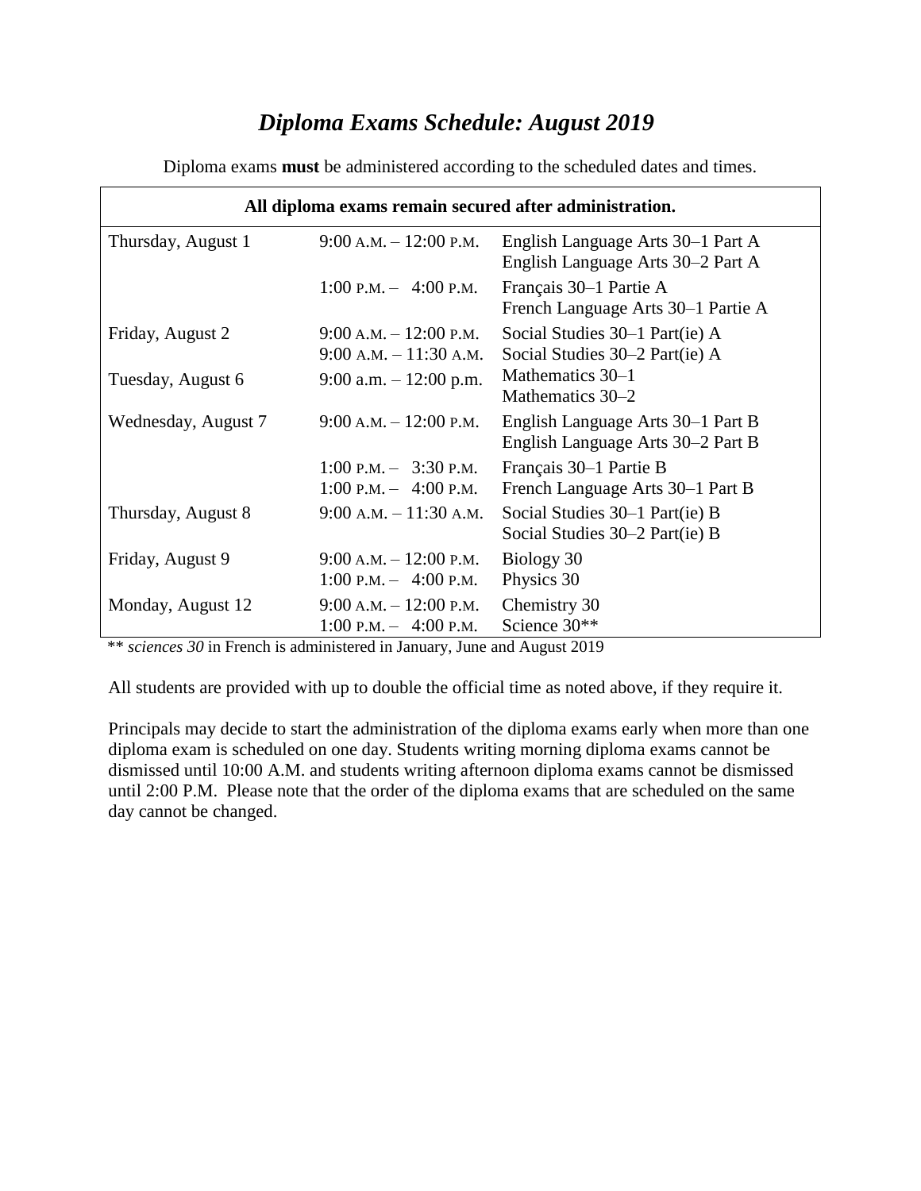# *Diploma Exams Schedule: August 2019*

Diploma exams **must** be administered according to the scheduled dates and times.

| All diploma exams remain secured after administration. | | |
|---|---|---|
| Thursday, August 1 | 9:00 A.M. – 12:00 P.M. | English Language Arts 30–1 Part A<br>English Language Arts 30–2 Part A |
| | 1:00 P.M. – 4:00 P.M. | Français 30–1 Partie A<br>French Language Arts 30–1 Partie A |
| Friday, August 2 | 9:00 A.M. – 12:00 P.M.<br>9:00 A.M. – 11:30 A.M. | Social Studies 30–1 Part(ie) A<br>Social Studies 30–2 Part(ie) A |
| Tuesday, August 6 | 9:00 a.m. – 12:00 p.m. | Mathematics 30–1<br>Mathematics 30–2 |
| Wednesday, August 7 | 9:00 A.M. – 12:00 P.M. | English Language Arts 30–1 Part B<br>English Language Arts 30–2 Part B |
| | 1:00 P.M. – 3:30 P.M.<br>1:00 P.M. – 4:00 P.M. | Français 30–1 Partie B<br>French Language Arts 30–1 Part B |
| Thursday, August 8 | 9:00 A.M. – 11:30 A.M. | Social Studies 30–1 Part(ie) B<br>Social Studies 30–2 Part(ie) B |
| Friday, August 9 | 9:00 A.M. – 12:00 P.M.<br>1:00 P.M. – 4:00 P.M. | Biology 30<br>Physics 30 |
| Monday, August 12 | 9:00 A.M. – 12:00 P.M.<br>1:00 P.M. – 4:00 P.M. | Chemistry 30<br>Science 30** |

** *sciences 30* in French is administered in January, June and August 2019

All students are provided with up to double the official time as noted above, if they require it.

Principals may decide to start the administration of the diploma exams early when more than one diploma exam is scheduled on one day. Students writing morning diploma exams cannot be dismissed until 10:00 A.M. and students writing afternoon diploma exams cannot be dismissed until 2:00 P.M. Please note that the order of the diploma exams that are scheduled on the same day cannot be changed.